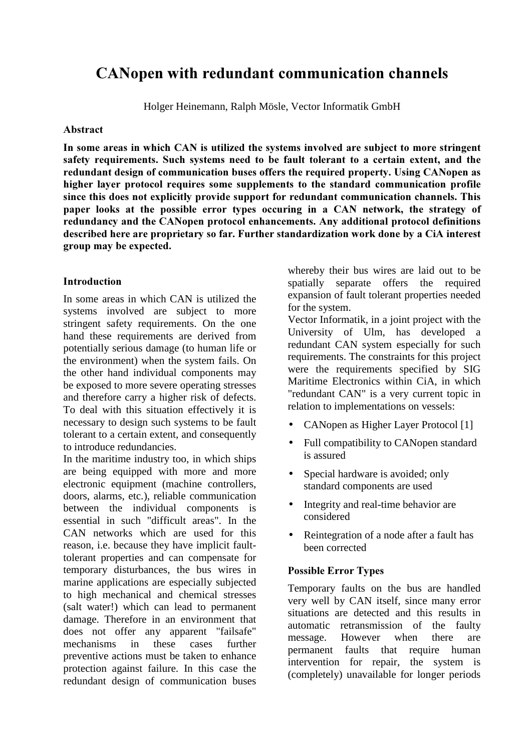// CANopen with redundant communication channels

Holger Heinemann, Ralph Mösle, Vector Informatik GmbH

### Abstract

**In some areas in which CAN is utilized the systems involved are subject to more stringent safety requirements. Such systems need to be fault tolerant to a certain extent, and the redundant design of communication buses offers the required property. Using CANopen as higher layer protocol requires some supplements to the standard communication profile since this does not explicitly provide support for redundant communication channels. This paper looks at the possible error types occuring in a CAN network, the strategy of redundancy and the CANopen protocol enhancements. Any additional protocol definitions described here are proprietary so far. Further standardization work done by a CiA interest group may be expected.**

### Introduction

In some areas in which CAN is utilized the systems involved are subject to more stringent safety requirements. On the one hand these requirements are derived from potentially serious damage (to human life or the environment) when the system fails. On the other hand individual components may be exposed to more severe operating stresses and therefore carry a higher risk of defects. To deal with this situation effectively it is necessary to design such systems to be fault tolerant to a certain extent, and consequently to introduce redundancies.

In the maritime industry too, in which ships are being equipped with more and more electronic equipment (machine controllers, doors, alarms, etc.), reliable communication between the individual components is essential in such "difficult areas". In the CAN networks which are used for this reason, i.e. because they have implicit fault-tolerant properties and can compensate for temporary disturbances, the bus wires in marine applications are especially subjected to high mechanical and chemical stresses (salt water!) which can lead to permanent damage. Therefore in an environment that does not offer any apparent "failsafe" mechanisms in these cases further preventive actions must be taken to enhance protection against failure. In this case the redundant design of communication buses whereby their bus wires are laid out to be spatially separate offers the required expansion of fault tolerant properties needed for the system.

Vector Informatik, in a joint project with the University of Ulm, has developed a redundant CAN system especially for such requirements. The constraints for this project were the requirements specified by SIG Maritime Electronics within CiA, in which "redundant CAN" is a very current topic in relation to implementations on vessels:

- CANopen as Higher Layer Protocol [1]
- Full compatibility to CANopen standard is assured
- Special hardware is avoided; only standard components are used
- Integrity and real-time behavior are considered
- Reintegration of a node after a fault has been corrected

### Possible Error Types

Temporary faults on the bus are handled very well by CAN itself, since many error situations are detected and this results in automatic retransmission of the faulty message. However when there are permanent faults that require human intervention for repair, the system is (completely) unavailable for longer periods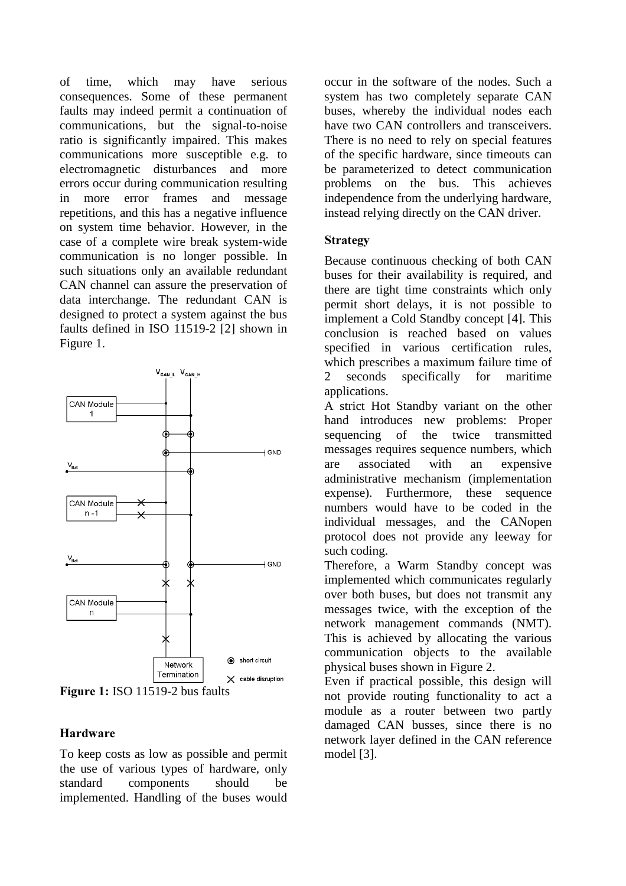of time, which may have serious consequences. Some of these permanent faults may indeed permit a continuation of communications, but the signal-to-noise ratio is significantly impaired. This makes communications more susceptible e.g. to electromagnetic disturbances and more errors occur during communication resulting in more error frames and message repetitions, and this has a negative influence on system time behavior. However, in the case of a complete wire break system-wide communication is no longer possible. In such situations only an available redundant CAN channel can assure the preservation of data interchange. The redundant CAN is designed to protect a system against the bus faults defined in ISO 11519-2 [2] shown in Figure 1.

**Figure 1:** ISO 11519-2 bus faults

### Hardware

To keep costs as low as possible and permit the use of various types of hardware, only standard components should be implemented. Handling of the buses would occur in the software of the nodes. Such a system has two completely separate CAN buses, whereby the individual nodes each have two CAN controllers and transceivers. There is no need to rely on special features of the specific hardware, since timeouts can be parameterized to detect communication problems on the bus. This achieves independence from the underlying hardware, instead relying directly on the CAN driver.

### Strategy

Because continuous checking of both CAN buses for their availability is required, and there are tight time constraints which only permit short delays, it is not possible to implement a Cold Standby concept [4]. This conclusion is reached based on values specified in various certification rules, which prescribes a maximum failure time of 2 seconds specifically for maritime applications.

A strict Hot Standby variant on the other hand introduces new problems: Proper sequencing of the twice transmitted messages requires sequence numbers, which are associated with an expensive administrative mechanism (implementation expense). Furthermore, these sequence numbers would have to be coded in the individual messages, and the CANopen protocol does not provide any leeway for such coding.

Therefore, a Warm Standby concept was implemented which communicates regularly over both buses, but does not transmit any messages twice, with the exception of the network management commands (NMT). This is achieved by allocating the various communication objects to the available physical buses shown in Figure 2.

Even if practical possible, this design will not provide routing functionality to act a module as a router between two partly damaged CAN busses, since there is no network layer defined in the CAN reference model [3].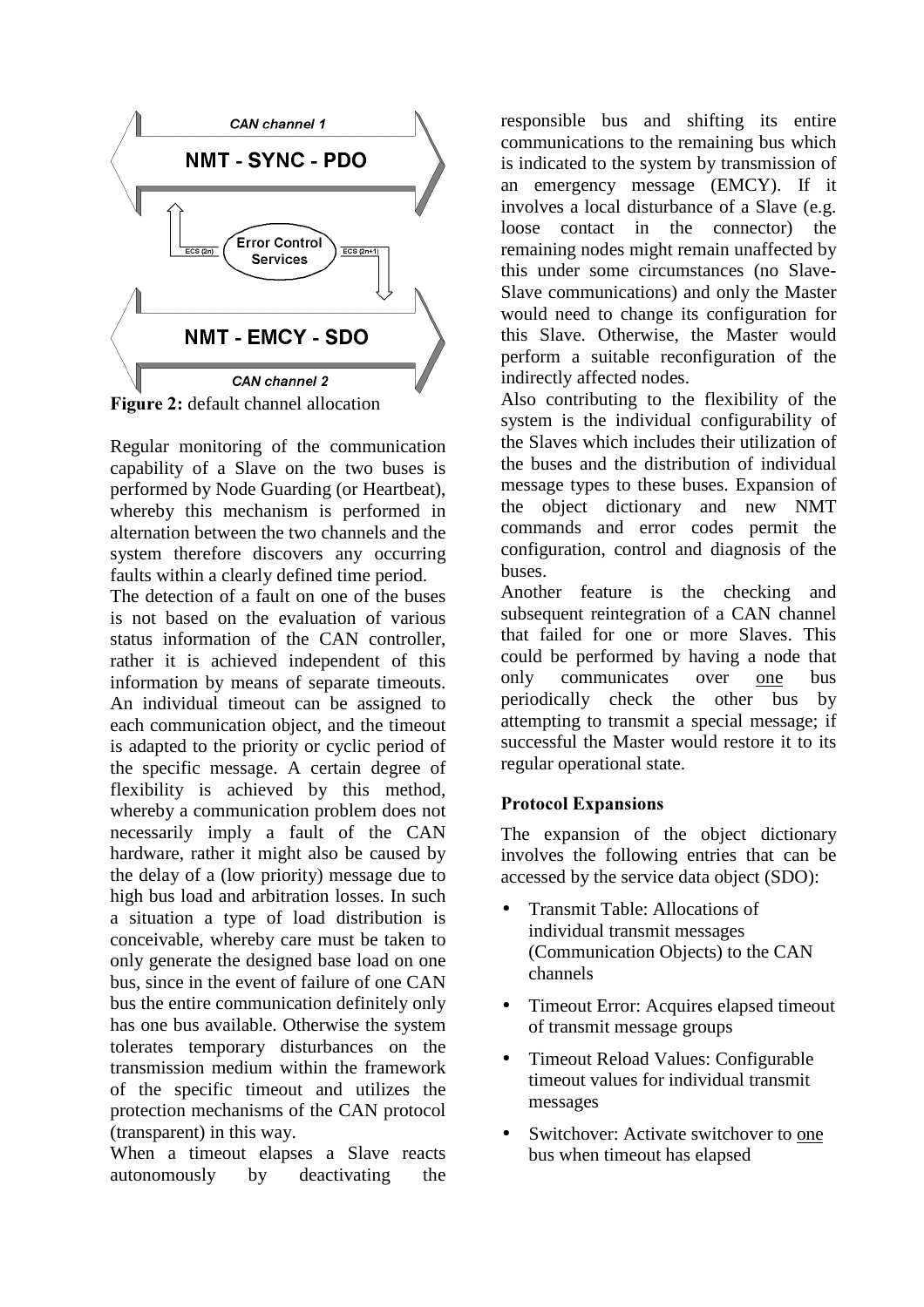**Figure 2:** default channel allocation

Regular monitoring of the communication capability of a Slave on the two buses is performed by Node Guarding (or Heartbeat), whereby this mechanism is performed in alternation between the two channels and the system therefore discovers any occurring faults within a clearly defined time period.

The detection of a fault on one of the buses is not based on the evaluation of various status information of the CAN controller, rather it is achieved independent of this information by means of separate timeouts. An individual timeout can be assigned to each communication object, and the timeout is adapted to the priority or cyclic period of the specific message. A certain degree of flexibility is achieved by this method, whereby a communication problem does not necessarily imply a fault of the CAN hardware, rather it might also be caused by the delay of a (low priority) message due to high bus load and arbitration losses. In such a situation a type of load distribution is conceivable, whereby care must be taken to only generate the designed base load on one bus, since in the event of failure of one CAN bus the entire communication definitely only has one bus available. Otherwise the system tolerates temporary disturbances on the transmission medium within the framework of the specific timeout and utilizes the protection mechanisms of the CAN protocol (transparent) in this way.

When a timeout elapses a Slave reacts autonomously by deactivating the responsible bus and shifting its entire communications to the remaining bus which is indicated to the system by transmission of an emergency message (EMCY). If it involves a local disturbance of a Slave (e.g. loose contact in the connector) the remaining nodes might remain unaffected by this under some circumstances (no Slave-Slave communications) and only the Master would need to change its configuration for this Slave. Otherwise, the Master would perform a suitable reconfiguration of the indirectly affected nodes.

Also contributing to the flexibility of the system is the individual configurability of the Slaves which includes their utilization of the buses and the distribution of individual message types to these buses. Expansion of the object dictionary and new NMT commands and error codes permit the configuration, control and diagnosis of the buses.

Another feature is the checking and subsequent reintegration of a CAN channel that failed for one or more Slaves. This could be performed by having a node that only communicates over one bus periodically check the other bus by attempting to transmit a special message; if successful the Master would restore it to its regular operational state.

### Protocol Expansions

The expansion of the object dictionary involves the following entries that can be accessed by the service data object (SDO):

- Transmit Table: Allocations of individual transmit messages (Communication Objects) to the CAN channels
- Timeout Error: Acquires elapsed timeout of transmit message groups
- Timeout Reload Values: Configurable timeout values for individual transmit messages
- Switchover: Activate switchover to one bus when timeout has elapsed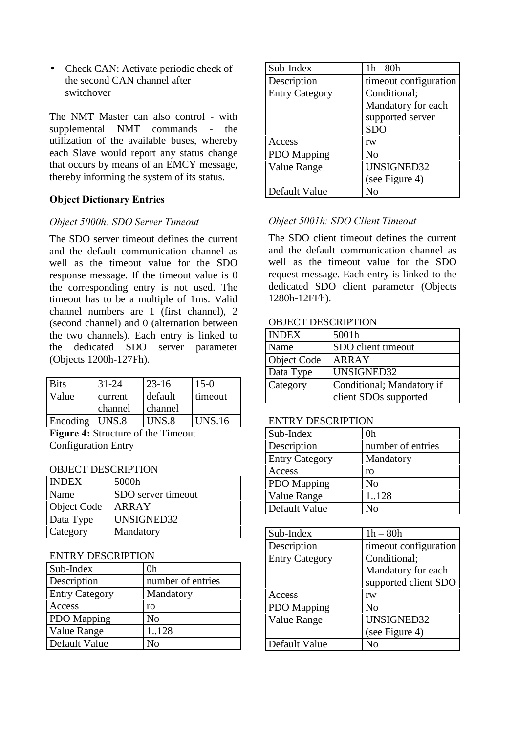- Check CAN: Activate periodic check of the second CAN channel after switchover

The NMT Master can also control - with supplemental NMT commands - the utilization of the available buses, whereby each Slave would report any status change that occurs by means of an EMCY message, thereby informing the system of its status.

### Object Dictionary Entries

#### *Object 5000h: SDO Server Timeout*

The SDO server timeout defines the current and the default communication channel as well as the timeout value for the SDO response message. If the timeout value is 0 the corresponding entry is not used. The timeout has to be a multiple of 1ms. Valid channel numbers are 1 (first channel), 2 (second channel) and 0 (alternation between the two channels). Each entry is linked to the dedicated SDO server parameter (Objects 1200h-127Fh).

| Bits | 31-24 | 23-16 | 15-0 |
|---|---|---|---|
| Value | current channel | default channel | timeout |
| Encoding | UNS.8 | UNS.8 | UNS.16 |

**Figure 4:** Structure of the Timeout Configuration Entry

OBJECT DESCRIPTION

| INDEX | 5000h |
|---|---|
| Name | SDO server timeout |
| Object Code | ARRAY |
| Data Type | UNSIGNED32 |
| Category | Mandatory |

ENTRY DESCRIPTION

| Sub-Index | 0h |
|---|---|
| Description | number of entries |
| Entry Category | Mandatory |
| Access | ro |
| PDO Mapping | No |
| Value Range | 1..128 |
| Default Value | No |

| Sub-Index | 1h - 80h |
|---|---|
| Description | timeout configuration |
| Entry Category | Conditional; Mandatory for each supported server SDO |
| Access | rw |
| PDO Mapping | No |
| Value Range | UNSIGNED32 (see Figure 4) |
| Default Value | No |

#### *Object 5001h: SDO Client Timeout*

The SDO client timeout defines the current and the default communication channel as well as the timeout value for the SDO request message. Each entry is linked to the dedicated SDO client parameter (Objects 1280h-12FFh).

OBJECT DESCRIPTION

| INDEX | 5001h |
|---|---|
| Name | SDO client timeout |
| Object Code | ARRAY |
| Data Type | UNSIGNED32 |
| Category | Conditional; Mandatory if client SDOs supported |

ENTRY DESCRIPTION

| Sub-Index | 0h |
|---|---|
| Description | number of entries |
| Entry Category | Mandatory |
| Access | ro |
| PDO Mapping | No |
| Value Range | 1..128 |
| Default Value | No |

| Sub-Index | 1h – 80h |
|---|---|
| Description | timeout configuration |
| Entry Category | Conditional; Mandatory for each supported client SDO |
| Access | rw |
| PDO Mapping | No |
| Value Range | UNSIGNED32 (see Figure 4) |
| Default Value | No |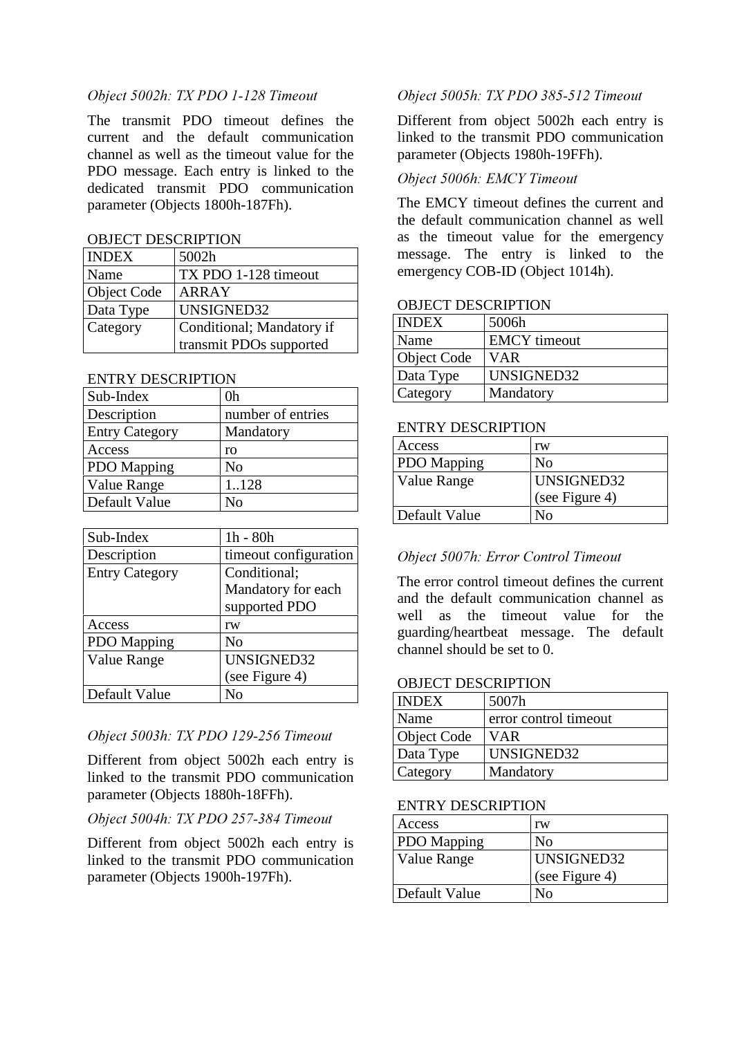### *Object 5002h: TX PDO 1-128 Timeout*

The transmit PDO timeout defines the current and the default communication channel as well as the timeout value for the PDO message. Each entry is linked to the dedicated transmit PDO communication parameter (Objects 1800h-187Fh).

OBJECT DESCRIPTION

| INDEX | 5002h |
|---|---|
| Name | TX PDO 1-128 timeout |
| Object Code | ARRAY |
| Data Type | UNSIGNED32 |
| Category | Conditional; Mandatory if transmit PDOs supported |

ENTRY DESCRIPTION

| Sub-Index | 0h |
|---|---|
| Description | number of entries |
| Entry Category | Mandatory |
| Access | ro |
| PDO Mapping | No |
| Value Range | 1..128 |
| Default Value | No |

| Sub-Index | 1h - 80h |
|---|---|
| Description | timeout configuration |
| Entry Category | Conditional; Mandatory for each supported PDO |
| Access | rw |
| PDO Mapping | No |
| Value Range | UNSIGNED32 (see Figure 4) |
| Default Value | No |

### *Object 5003h: TX PDO 129-256 Timeout*

Different from object 5002h each entry is linked to the transmit PDO communication parameter (Objects 1880h-18FFh).

### *Object 5004h: TX PDO 257-384 Timeout*

Different from object 5002h each entry is linked to the transmit PDO communication parameter (Objects 1900h-197Fh).

### *Object 5005h: TX PDO 385-512 Timeout*

Different from object 5002h each entry is linked to the transmit PDO communication parameter (Objects 1980h-19FFh).

### *Object 5006h: EMCY Timeout*

The EMCY timeout defines the current and the default communication channel as well as the timeout value for the emergency message. The entry is linked to the emergency COB-ID (Object 1014h).

OBJECT DESCRIPTION

| INDEX | 5006h |
|---|---|
| Name | EMCY timeout |
| Object Code | VAR |
| Data Type | UNSIGNED32 |
| Category | Mandatory |

ENTRY DESCRIPTION

| Access | rw |
|---|---|
| PDO Mapping | No |
| Value Range | UNSIGNED32 (see Figure 4) |
| Default Value | No |

### *Object 5007h: Error Control Timeout*

The error control timeout defines the current and the default communication channel as well as the timeout value for the guarding/heartbeat message. The default channel should be set to 0.

OBJECT DESCRIPTION

| INDEX | 5007h |
|---|---|
| Name | error control timeout |
| Object Code | VAR |
| Data Type | UNSIGNED32 |
| Category | Mandatory |

ENTRY DESCRIPTION

| Access | rw |
|---|---|
| PDO Mapping | No |
| Value Range | UNSIGNED32 (see Figure 4) |
| Default Value | No |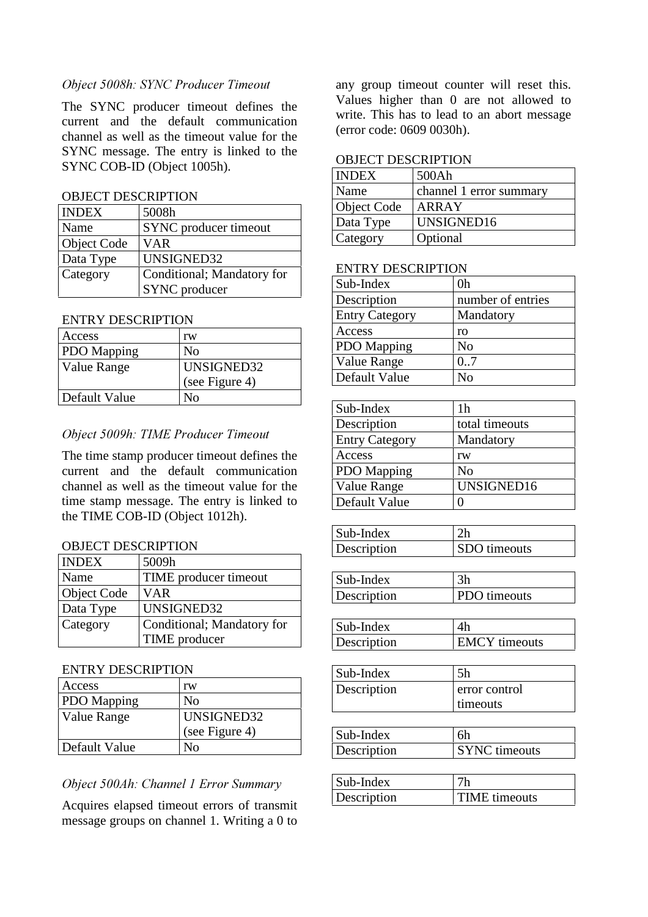### *Object 5008h: SYNC Producer Timeout*

The SYNC producer timeout defines the current and the default communication channel as well as the timeout value for the SYNC message. The entry is linked to the SYNC COB-ID (Object 1005h).

OBJECT DESCRIPTION

| INDEX | 5008h |
|---|---|
| Name | SYNC producer timeout |
| Object Code | VAR |
| Data Type | UNSIGNED32 |
| Category | Conditional; Mandatory for SYNC producer |

ENTRY DESCRIPTION

| Access | rw |
|---|---|
| PDO Mapping | No |
| Value Range | UNSIGNED32 (see Figure 4) |
| Default Value | No |

### *Object 5009h: TIME Producer Timeout*

The time stamp producer timeout defines the current and the default communication channel as well as the timeout value for the time stamp message. The entry is linked to the TIME COB-ID (Object 1012h).

OBJECT DESCRIPTION

| INDEX | 5009h |
|---|---|
| Name | TIME producer timeout |
| Object Code | VAR |
| Data Type | UNSIGNED32 |
| Category | Conditional; Mandatory for TIME producer |

ENTRY DESCRIPTION

| Access | rw |
|---|---|
| PDO Mapping | No |
| Value Range | UNSIGNED32 (see Figure 4) |
| Default Value | No |

### *Object 500Ah: Channel 1 Error Summary*

Acquires elapsed timeout errors of transmit message groups on channel 1. Writing a 0 to any group timeout counter will reset this. Values higher than 0 are not allowed to write. This has to lead to an abort message (error code: 0609 0030h).

OBJECT DESCRIPTION

| INDEX | 500Ah |
|---|---|
| Name | channel 1 error summary |
| Object Code | ARRAY |
| Data Type | UNSIGNED16 |
| Category | Optional |

ENTRY DESCRIPTION

| Sub-Index | 0h |
|---|---|
| Description | number of entries |
| Entry Category | Mandatory |
| Access | ro |
| PDO Mapping | No |
| Value Range | 0..7 |
| Default Value | No |

| Sub-Index | 1h |
|---|---|
| Description | total timeouts |
| Entry Category | Mandatory |
| Access | rw |
| PDO Mapping | No |
| Value Range | UNSIGNED16 |
| Default Value | 0 |

| Sub-Index | 2h |
|---|---|
| Description | SDO timeouts |

| Sub-Index | 3h |
|---|---|
| Description | PDO timeouts |

| Sub-Index | 4h |
|---|---|
| Description | EMCY timeouts |

| Sub-Index | 5h |
|---|---|
| Description | error control timeouts |

| Sub-Index | 6h |
|---|---|
| Description | SYNC timeouts |

| Sub-Index | 7h |
|---|---|
| Description | TIME timeouts |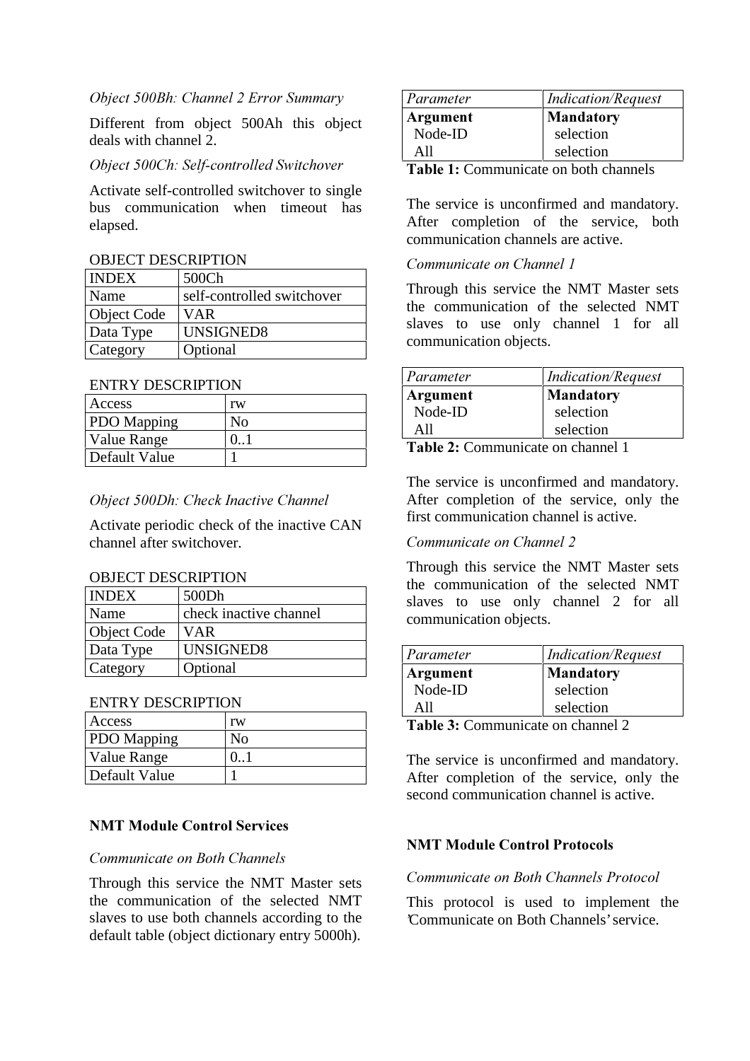*Object 500Bh: Channel 2 Error Summary*

Different from object 500Ah this object deals with channel 2.

*Object 500Ch: Self-controlled Switchover*

Activate self-controlled switchover to single bus communication when timeout has elapsed.

OBJECT DESCRIPTION

| INDEX | 500Ch |
|---|---|
| Name | self-controlled switchover |
| Object Code | VAR |
| Data Type | UNSIGNED8 |
| Category | Optional |

ENTRY DESCRIPTION

| Access | rw |
|---|---|
| PDO Mapping | No |
| Value Range | 0..1 |
| Default Value | 1 |

*Object 500Dh: Check Inactive Channel*

Activate periodic check of the inactive CAN channel after switchover.

OBJECT DESCRIPTION

| INDEX | 500Dh |
|---|---|
| Name | check inactive channel |
| Object Code | VAR |
| Data Type | UNSIGNED8 |
| Category | Optional |

ENTRY DESCRIPTION

| Access | rw |
|---|---|
| PDO Mapping | No |
| Value Range | 0..1 |
| Default Value | 1 |

**NMT Module Control Services**

*Communicate on Both Channels*

Through this service the NMT Master sets the communication of the selected NMT slaves to use both channels according to the default table (object dictionary entry 5000h).

| *Parameter* | *Indication/Request* |
|---|---|
| **Argument** | **Mandatory** |
| Node-ID | selection |
| All | selection |

**Table 1:** Communicate on both channels

The service is unconfirmed and mandatory. After completion of the service, both communication channels are active.

*Communicate on Channel 1*

Through this service the NMT Master sets the communication of the selected NMT slaves to use only channel 1 for all communication objects.

| *Parameter* | *Indication/Request* |
|---|---|
| **Argument** | **Mandatory** |
| Node-ID | selection |
| All | selection |

**Table 2:** Communicate on channel 1

The service is unconfirmed and mandatory. After completion of the service, only the first communication channel is active.

*Communicate on Channel 2*

Through this service the NMT Master sets the communication of the selected NMT slaves to use only channel 2 for all communication objects.

| *Parameter* | *Indication/Request* |
|---|---|
| **Argument** | **Mandatory** |
| Node-ID | selection |
| All | selection |

**Table 3:** Communicate on channel 2

The service is unconfirmed and mandatory. After completion of the service, only the second communication channel is active.

**NMT Module Control Protocols**

*Communicate on Both Channels Protocol*

This protocol is used to implement the 'Communicate on Both Channels' service.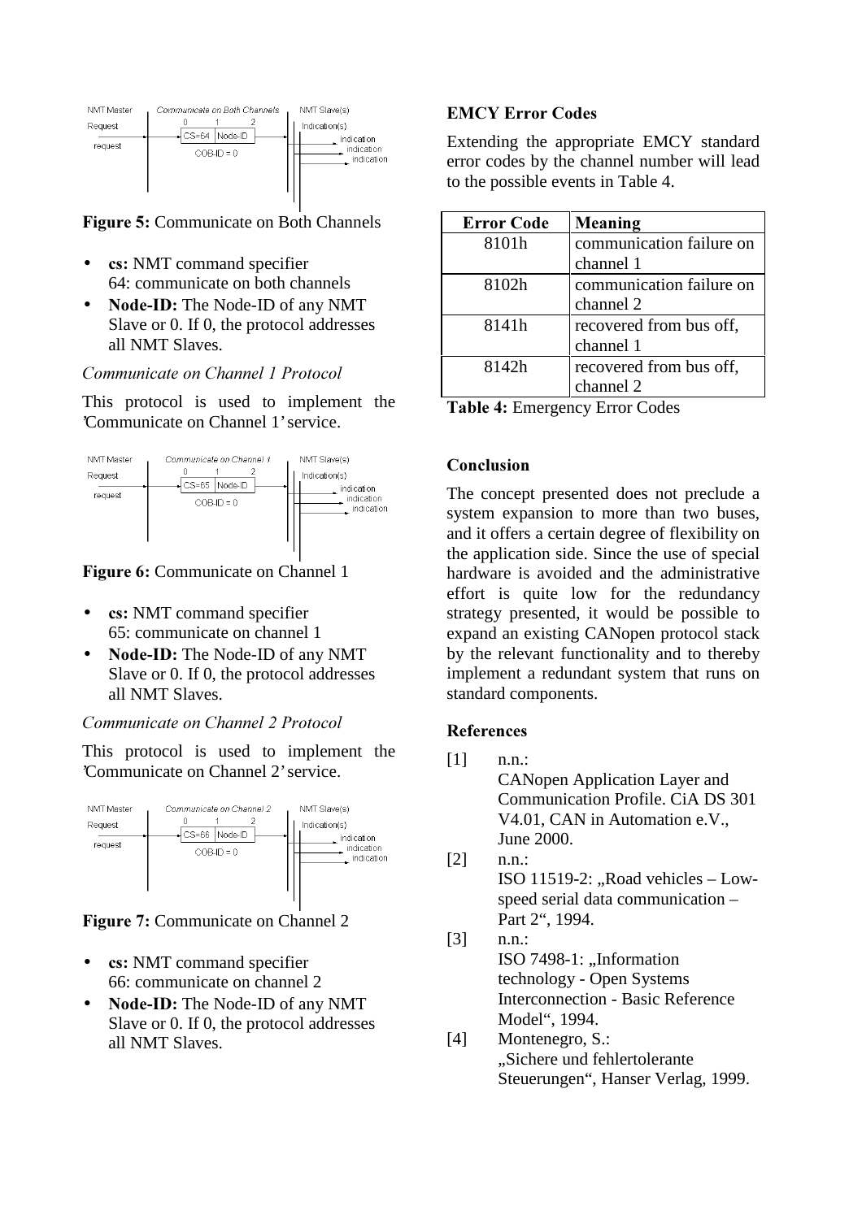NMT Master

Request

request

Communicate on Both Channels

0 1 2

CS=64 Node-ID

COB-ID = 0

NMT Slave(s)

Indication(s)

indication

indication

indication

**Figure 5:** Communicate on Both Channels

- **cs:** NMT command specifier
  64: communicate on both channels
- **Node-ID:** The Node-ID of any NMT Slave or 0. If 0, the protocol addresses all NMT Slaves.

*Communicate on Channel 1 Protocol*

This protocol is used to implement the 'Communicate on Channel 1' service.

NMT Master

Request

request

Communicate on Channel 1

0 1 2

CS=65 Node-ID

COB-ID = 0

NMT Slave(s)

Indication(s)

indication

indication

indication

**Figure 6:** Communicate on Channel 1

- **cs:** NMT command specifier
  65: communicate on channel 1
- **Node-ID:** The Node-ID of any NMT Slave or 0. If 0, the protocol addresses all NMT Slaves.

*Communicate on Channel 2 Protocol*

This protocol is used to implement the 'Communicate on Channel 2' service.

NMT Master

Request

request

Communicate on Channel 2

0 1 2

CS=66 Node-ID

COB-ID = 0

NMT Slave(s)

Indication(s)

indication

indication

indication

**Figure 7:** Communicate on Channel 2

- **cs:** NMT command specifier
  66: communicate on channel 2
- **Node-ID:** The Node-ID of any NMT Slave or 0. If 0, the protocol addresses all NMT Slaves.

### EMCY Error Codes

Extending the appropriate EMCY standard error codes by the channel number will lead to the possible events in Table 4.

| Error Code | Meaning |
|---|---|
| 8101h | communication failure on channel 1 |
| 8102h | communication failure on channel 2 |
| 8141h | recovered from bus off, channel 1 |
| 8142h | recovered from bus off, channel 2 |

**Table 4:** Emergency Error Codes

### Conclusion

The concept presented does not preclude a system expansion to more than two buses, and it offers a certain degree of flexibility on the application side. Since the use of special hardware is avoided and the administrative effort is quite low for the redundancy strategy presented, it would be possible to expand an existing CANopen protocol stack by the relevant functionality and to thereby implement a redundant system that runs on standard components.

### References

[1] n.n.:
CANopen Application Layer and Communication Profile. CiA DS 301 V4.01, CAN in Automation e.V., June 2000.

[2] n.n.:
ISO 11519-2: „Road vehicles – Low-speed serial data communication – Part 2“, 1994.

[3] n.n.:
ISO 7498-1: „Information technology - Open Systems Interconnection - Basic Reference Model“, 1994.

[4] Montenegro, S.:
„Sichere und fehlertolerante Steuerungen“, Hanser Verlag, 1999.